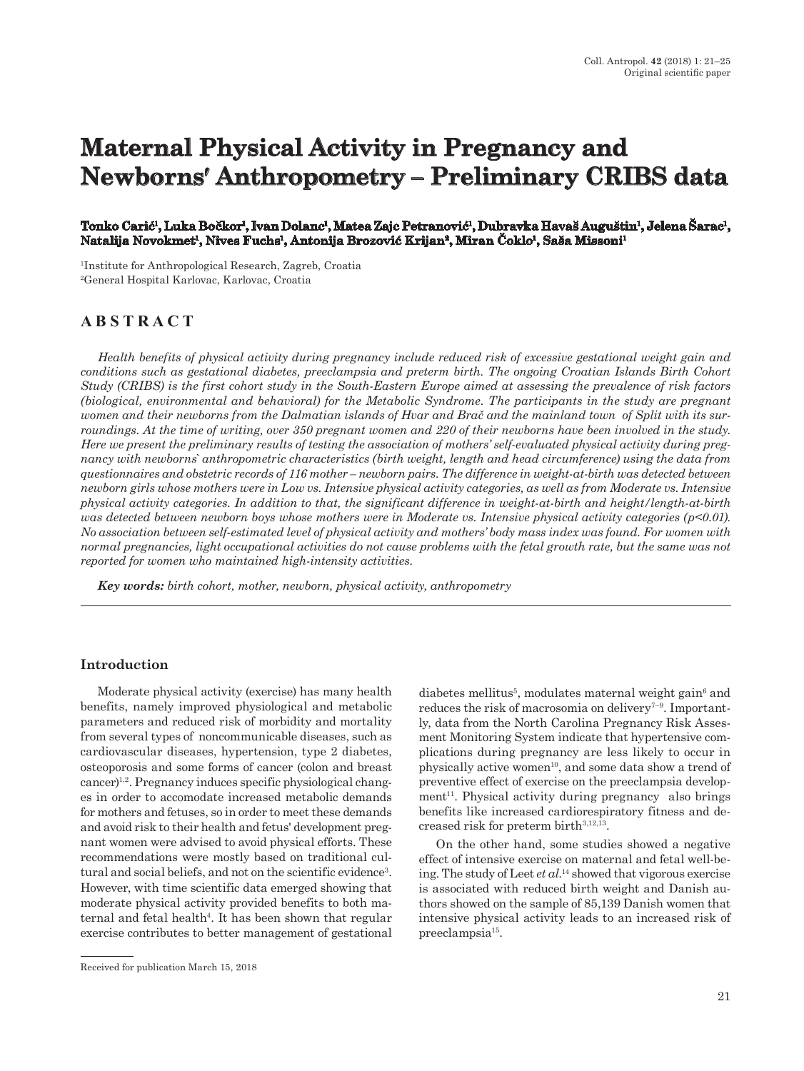# Maternal Physical Activity in Pregnancy and Newborns' Anthropometry – Preliminary CRIBS data

**Tonko Carić[1], Luka Bočkor[1], Ivan Dolanc[1], Matea Zajc Petranović[1], Dubravka Havaš Auguštin[1], Jelena Šarac[1], Natalija Novokmet[1], Nives Fuchs[1], Antonija Brozović Krijan[2], Miran Čoklo[1], Saša Missoni[1]**

[1]Institute for Anthropological Research, Zagreb, Croatia
[2]General Hospital Karlovac, Karlovac, Croatia

## ABSTRACT

*Health benefits of physical activity during pregnancy include reduced risk of excessive gestational weight gain and conditions such as gestational diabetes, preeclampsia and preterm birth. The ongoing Croatian Islands Birth Cohort Study (CRIBS) is the first cohort study in the South-Eastern Europe aimed at assessing the prevalence of risk factors (biological, environmental and behavioral) for the Metabolic Syndrome. The participants in the study are pregnant women and their newborns from the Dalmatian islands of Hvar and Brač and the mainland town of Split with its surroundings. At the time of writing, over 350 pregnant women and 220 of their newborns have been involved in the study. Here we present the preliminary results of testing the association of mothers' self-evaluated physical activity during pregnancy with newborns` anthropometric characteristics (birth weight, length and head circumference) using the data from questionnaires and obstetric records of 116 mother – newborn pairs. The difference in weight-at-birth was detected between newborn girls whose mothers were in Low vs. Intensive physical activity categories, as well as from Moderate vs. Intensive physical activity categories. In addition to that, the significant difference in weight-at-birth and height/length-at-birth was detected between newborn boys whose mothers were in Moderate vs. Intensive physical activity categories ($p<0.01$). No association between self-estimated level of physical activity and mothers' body mass index was found. For women with normal pregnancies, light occupational activities do not cause problems with the fetal growth rate, but the same was not reported for women who maintained high-intensity activities.*

***Key words:*** *birth cohort, mother, newborn, physical activity, anthropometry*

## Introduction

Moderate physical activity (exercise) has many health benefits, namely improved physiological and metabolic parameters and reduced risk of morbidity and mortality from several types of noncommunicable diseases, such as cardiovascular diseases, hypertension, type 2 diabetes, osteoporosis and some forms of cancer (colon and breast cancer)[1,2]. Pregnancy induces specific physiological changes in order to accomodate increased metabolic demands for mothers and fetuses, so in order to meet these demands and avoid risk to their health and fetus' development pregnant women were advised to avoid physical efforts. These recommendations were mostly based on traditional cultural and social beliefs, and not on the scientific evidence[3]. However, with time scientific data emerged showing that moderate physical activity provided benefits to both maternal and fetal health[4]. It has been shown that regular exercise contributes to better management of gestational diabetes mellitus[5], modulates maternal weight gain[6] and reduces the risk of macrosomia on delivery[7–9]. Importantly, data from the North Carolina Pregnancy Risk Assessment Monitoring System indicate that hypertensive complications during pregnancy are less likely to occur in physically active women[10], and some data show a trend of preventive effect of exercise on the preeclampsia development[11]. Physical activity during pregnancy also brings benefits like increased cardiorespiratory fitness and decreased risk for preterm birth[3,12,13].

On the other hand, some studies showed a negative effect of intensive exercise on maternal and fetal well-being. The study of Leet *et al.*[14] showed that vigorous exercise is associated with reduced birth weight and Danish authors showed on the sample of 85,139 Danish women that intensive physical activity leads to an increased risk of preeclampsia[15].

Received for publication March 15, 2018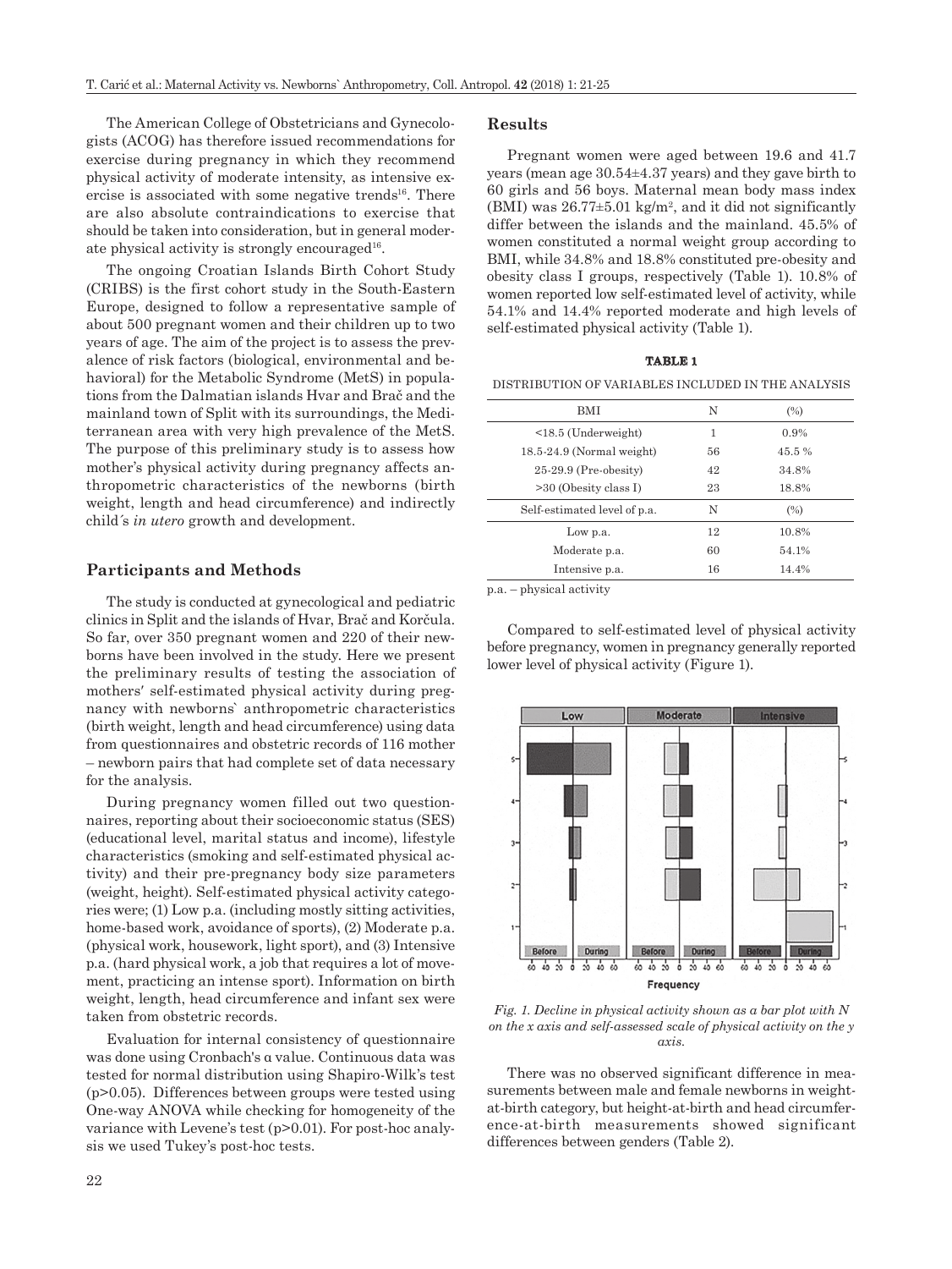The American College of Obstetricians and Gynecologists (ACOG) has therefore issued recommendations for exercise during pregnancy in which they recommend physical activity of moderate intensity, as intensive exercise is associated with some negative trends[16]. There are also absolute contraindications to exercise that should be taken into consideration, but in general moderate physical activity is strongly encouraged[16].

The ongoing Croatian Islands Birth Cohort Study (CRIBS) is the first cohort study in the South-Eastern Europe, designed to follow a representative sample of about 500 pregnant women and their children up to two years of age. The aim of the project is to assess the prevalence of risk factors (biological, environmental and behavioral) for the Metabolic Syndrome (MetS) in populations from the Dalmatian islands Hvar and Brač and the mainland town of Split with its surroundings, the Mediterranean area with very high prevalence of the MetS. The purpose of this preliminary study is to assess how mother's physical activity during pregnancy affects anthropometric characteristics of the newborns (birth weight, length and head circumference) and indirectly child´s *in utero* growth and development.

## Participants and Methods

The study is conducted at gynecological and pediatric clinics in Split and the islands of Hvar, Brač and Korčula. So far, over 350 pregnant women and 220 of their newborns have been involved in the study. Here we present the preliminary results of testing the association of mothers' self-estimated physical activity during pregnancy with newborns` anthropometric characteristics (birth weight, length and head circumference) using data from questionnaires and obstetric records of 116 mother – newborn pairs that had complete set of data necessary for the analysis.

During pregnancy women filled out two questionnaires, reporting about their socioeconomic status (SES) (educational level, marital status and income), lifestyle characteristics (smoking and self-estimated physical activity) and their pre-pregnancy body size parameters (weight, height). Self-estimated physical activity categories were; (1) Low p.a. (including mostly sitting activities, home-based work, avoidance of sports), (2) Moderate p.a. (physical work, housework, light sport), and (3) Intensive p.a. (hard physical work, a job that requires a lot of movement, practicing an intense sport). Information on birth weight, length, head circumference and infant sex were taken from obstetric records.

Evaluation for internal consistency of questionnaire was done using Cronbach's α value. Continuous data was tested for normal distribution using Shapiro-Wilk's test ($p>0.05$). Differences between groups were tested using One-way ANOVA while checking for homogeneity of the variance with Levene's test ($p>0.01$). For post-hoc analysis we used Tukey's post-hoc tests.

## Results

Pregnant women were aged between 19.6 and 41.7 years (mean age 30.54±4.37 years) and they gave birth to 60 girls and 56 boys. Maternal mean body mass index (BMI) was 26.77±5.01 kg/m$^2$, and it did not significantly differ between the islands and the mainland. 45.5% of women constituted a normal weight group according to BMI, while 34.8% and 18.8% constituted pre-obesity and obesity class I groups, respectively (Table 1). 10.8% of women reported low self-estimated level of activity, while 54.1% and 14.4% reported moderate and high levels of self-estimated physical activity (Table 1).

**TABLE 1**

DISTRIBUTION OF VARIABLES INCLUDED IN THE ANALYSIS

| BMI | N | (%) |
|---|---|---|
| <18.5 (Underweight) | 1 | 0.9% |
| 18.5-24.9 (Normal weight) | 56 | 45.5 % |
| 25-29.9 (Pre-obesity) | 42 | 34.8% |
| >30 (Obesity class I) | 23 | 18.8% |
| Self-estimated level of p.a. | N | (%) |
| Low p.a. | 12 | 10.8% |
| Moderate p.a. | 60 | 54.1% |
| Intensive p.a. | 16 | 14.4% |

p.a. – physical activity

Compared to self-estimated level of physical activity before pregnancy, women in pregnancy generally reported lower level of physical activity (Figure 1).

*Fig. 1. Decline in physical activity shown as a bar plot with N on the x axis and self-assessed scale of physical activity on the y axis.*

There was no observed significant difference in measurements between male and female newborns in weight-at-birth category, but height-at-birth and head circumference-at-birth measurements showed significant differences between genders (Table 2).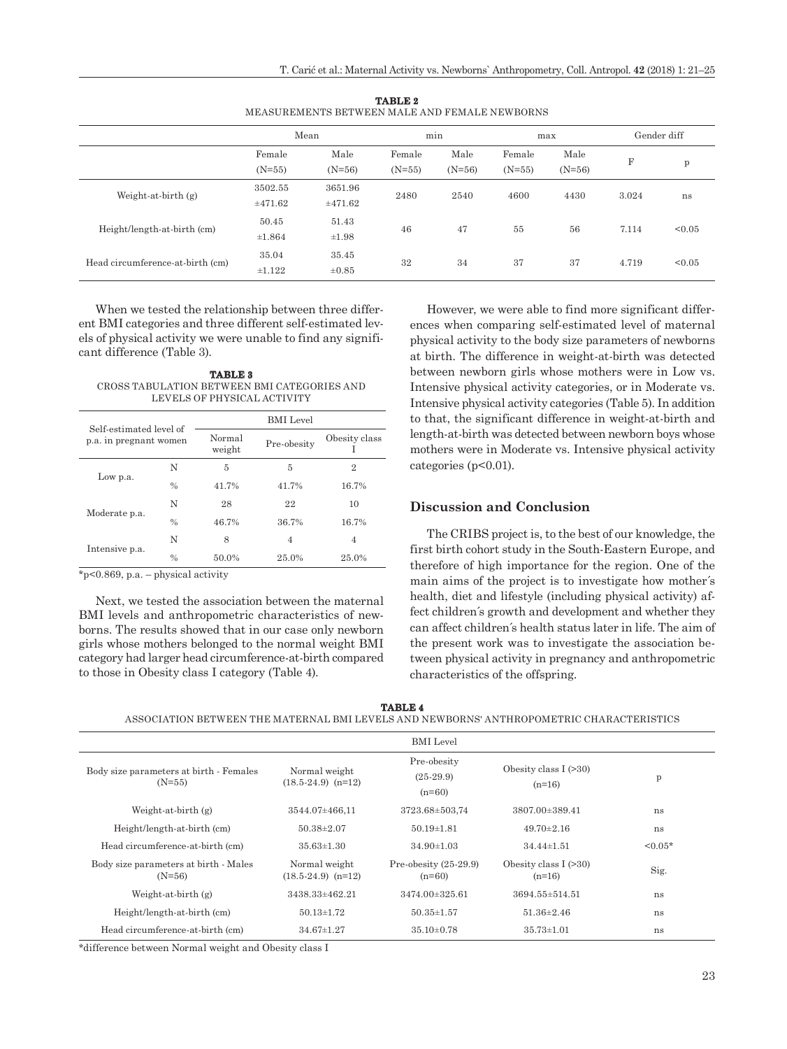**TABLE 2**
MEASUREMENTS BETWEEN MALE AND FEMALE NEWBORNS

| | Mean | | min | | max | | Gender diff | |
|---|---|---|---|---|---|---|---|---|
| | Female (N=55) | Male (N=56) | Female (N=55) | Male (N=56) | Female (N=55) | Male (N=56) | F | p |
| Weight-at-birth (g) | 3502.55 ±471.62 | 3651.96 ±471.62 | 2480 | 2540 | 4600 | 4430 | 3.024 | ns |
| Height/length-at-birth (cm) | 50.45 ±1.864 | 51.43 ±1.98 | 46 | 47 | 55 | 56 | 7.114 | <0.05 |
| Head circumference-at-birth (cm) | 35.04 ±1.122 | 35.45 ±0.85 | 32 | 34 | 37 | 37 | 4.719 | <0.05 |

When we tested the relationship between three different BMI categories and three different self-estimated levels of physical activity we were unable to find any significant difference (Table 3).

**TABLE 3**
CROSS TABULATION BETWEEN BMI CATEGORIES AND LEVELS OF PHYSICAL ACTIVITY

| Self-estimated level of p.a. in pregnant women | | BMI Level | | |
|---|---|---|---|---|
| | | Normal weight | Pre-obesity | Obesity class I |
| Low p.a. | N | 5 | 5 | 2 |
| | % | 41.7% | 41.7% | 16.7% |
| Moderate p.a. | N | 28 | 22 | 10 |
| | % | 46.7% | 36.7% | 16.7% |
| Intensive p.a. | N | 8 | 4 | 4 |
| | % | 50.0% | 25.0% | 25.0% |

*p<0.869, p.a. – physical activity

Next, we tested the association between the maternal BMI levels and anthropometric characteristics of newborns. The results showed that in our case only newborn girls whose mothers belonged to the normal weight BMI category had larger head circumference-at-birth compared to those in Obesity class I category (Table 4).

However, we were able to find more significant differences when comparing self-estimated level of maternal physical activity to the body size parameters of newborns at birth. The difference in weight-at-birth was detected between newborn girls whose mothers were in Low vs. Intensive physical activity categories, or in Moderate vs. Intensive physical activity categories (Table 5). In addition to that, the significant difference in weight-at-birth and length-at-birth was detected between newborn boys whose mothers were in Moderate vs. Intensive physical activity categories (p<0.01).

## Discussion and Conclusion

The CRIBS project is, to the best of our knowledge, the first birth cohort study in the South-Eastern Europe, and therefore of high importance for the region. One of the main aims of the project is to investigate how mother´s health, diet and lifestyle (including physical activity) affect children´s growth and development and whether they can affect children´s health status later in life. The aim of the present work was to investigate the association between physical activity in pregnancy and anthropometric characteristics of the offspring.

**TABLE 4**
ASSOCIATION BETWEEN THE MATERNAL BMI LEVELS AND NEWBORNS' ANTHROPOMETRIC CHARACTERISTICS

| | BMI Level | | | |
|---|---|---|---|---|
| Body size parameters at birth - Females (N=55) | Normal weight (18.5-24.9) (n=12) | Pre-obesity (25-29.9) (n=60) | Obesity class I (>30) (n=16) | p |
| Weight-at-birth (g) | 3544.07±466,11 | 3723.68±503,74 | 3807.00±389.41 | ns |
| Height/length-at-birth (cm) | 50.38±2.07 | 50.19±1.81 | 49.70±2.16 | ns |
| Head circumference-at-birth (cm) | 35.63±1.30 | 34.90±1.03 | 34.44±1.51 | <0.05* |
| Body size parameters at birth - Males (N=56) | Normal weight (18.5-24.9) (n=12) | Pre-obesity (25-29.9) (n=60) | Obesity class I (>30) (n=16) | Sig. |
| Weight-at-birth (g) | 3438.33±462.21 | 3474.00±325.61 | 3694.55±514.51 | ns |
| Height/length-at-birth (cm) | 50.13±1.72 | 50.35±1.57 | 51.36±2.46 | ns |
| Head circumference-at-birth (cm) | 34.67±1.27 | 35.10±0.78 | 35.73±1.01 | ns |

*difference between Normal weight and Obesity class I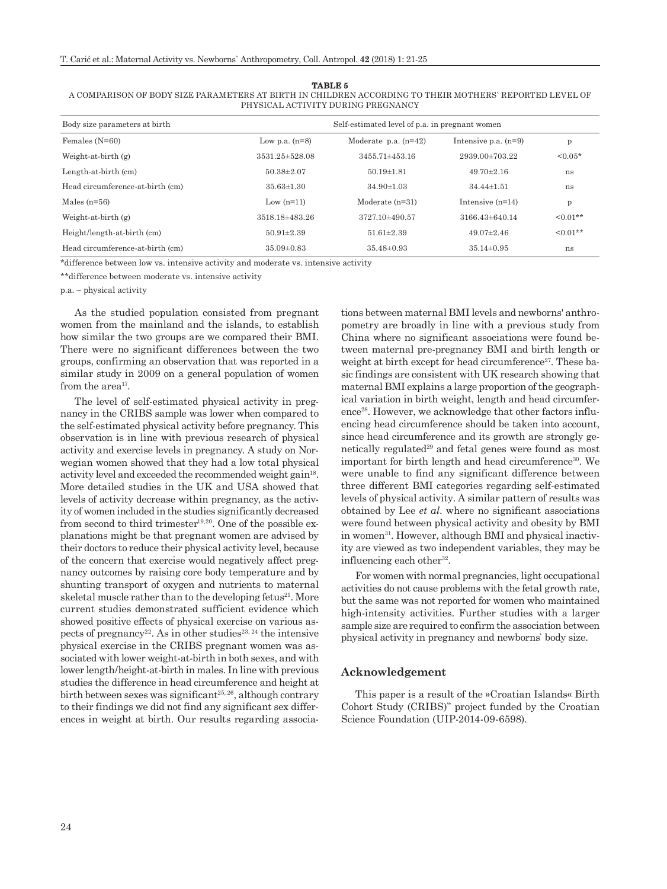**TABLE 5**

A COMPARISON OF BODY SIZE PARAMETERS AT BIRTH IN CHILDREN ACCORDING TO THEIR MOTHERS` REPORTED LEVEL OF PHYSICAL ACTIVITY DURING PREGNANCY

| Body size parameters at birth | Self-estimated level of p.a. in pregnant women | | | |
|---|---|---|---|---|
| Females (N=60) | Low p.a. (n=8) | Moderate p.a. (n=42) | Intensive p.a. (n=9) | p |
| Weight-at-birth (g) | 3531.25±528.08 | 3455.71±453.16 | 2939.00±703.22 | <0.05* |
| Length-at-birth (cm) | 50.38±2.07 | 50.19±1.81 | 49.70±2.16 | ns |
| Head circumference-at-birth (cm) | 35.63±1.30 | 34.90±1.03 | 34.44±1.51 | ns |
| Males (n=56) | Low (n=11) | Moderate (n=31) | Intensive (n=14) | p |
| Weight-at-birth (g) | 3518.18±483.26 | 3727.10±490.57 | 3166.43±640.14 | <0.01** |
| Height/length-at-birth (cm) | 50.91±2.39 | 51.61±2.39 | 49.07±2.46 | <0.01** |
| Head circumference-at-birth (cm) | 35.09±0.83 | 35.48±0.93 | 35.14±0.95 | ns |

*difference between low vs. intensive activity and moderate vs. intensive activity

**difference between moderate vs. intensive activity

p.a. – physical activity

As the studied population consisted from pregnant women from the mainland and the islands, to establish how similar the two groups are we compared their BMI. There were no significant differences between the two groups, confirming an observation that was reported in a similar study in 2009 on a general population of women from the area[17].

The level of self-estimated physical activity in pregnancy in the CRIBS sample was lower when compared to the self-estimated physical activity before pregnancy. This observation is in line with previous research of physical activity and exercise levels in pregnancy. A study on Norwegian women showed that they had a low total physical activity level and exceeded the recommended weight gain[18]. More detailed studies in the UK and USA showed that levels of activity decrease within pregnancy, as the activity of women included in the studies significantly decreased from second to third trimester[19,20]. One of the possible explanations might be that pregnant women are advised by their doctors to reduce their physical activity level, because of the concern that exercise would negatively affect pregnancy outcomes by raising core body temperature and by shunting transport of oxygen and nutrients to maternal skeletal muscle rather than to the developing fetus[21]. More current studies demonstrated sufficient evidence which showed positive effects of physical exercise on various aspects of pregnancy[22]. As in other studies[23, 24] the intensive physical exercise in the CRIBS pregnant women was associated with lower weight-at-birth in both sexes, and with lower length/height-at-birth in males. In line with previous studies the difference in head circumference and height at birth between sexes was significant[25, 26], although contrary to their findings we did not find any significant sex differences in weight at birth. Our results regarding associations between maternal BMI levels and newborns' anthropometry are broadly in line with a previous study from China where no significant associations were found between maternal pre-pregnancy BMI and birth length or weight at birth except for head circumference[27]. These basic findings are consistent with UK research showing that maternal BMI explains a large proportion of the geographical variation in birth weight, length and head circumference[28]. However, we acknowledge that other factors influencing head circumference should be taken into account, since head circumference and its growth are strongly genetically regulated[29] and fetal genes were found as most important for birth length and head circumference[30]. We were unable to find any significant difference between three different BMI categories regarding self-estimated levels of physical activity. A similar pattern of results was obtained by Lee *et al.* where no significant associations were found between physical activity and obesity by BMI in women[31]. However, although BMI and physical inactivity are viewed as two independent variables, they may be influencing each other[32].

For women with normal pregnancies, light occupational activities do not cause problems with the fetal growth rate, but the same was not reported for women who maintained high-intensity activities. Further studies with a larger sample size are required to confirm the association between physical activity in pregnancy and newborns` body size.

## Acknowledgement

This paper is a result of the »Croatian Islands« Birth Cohort Study (CRIBS)" project funded by the Croatian Science Foundation (UIP-2014-09-6598).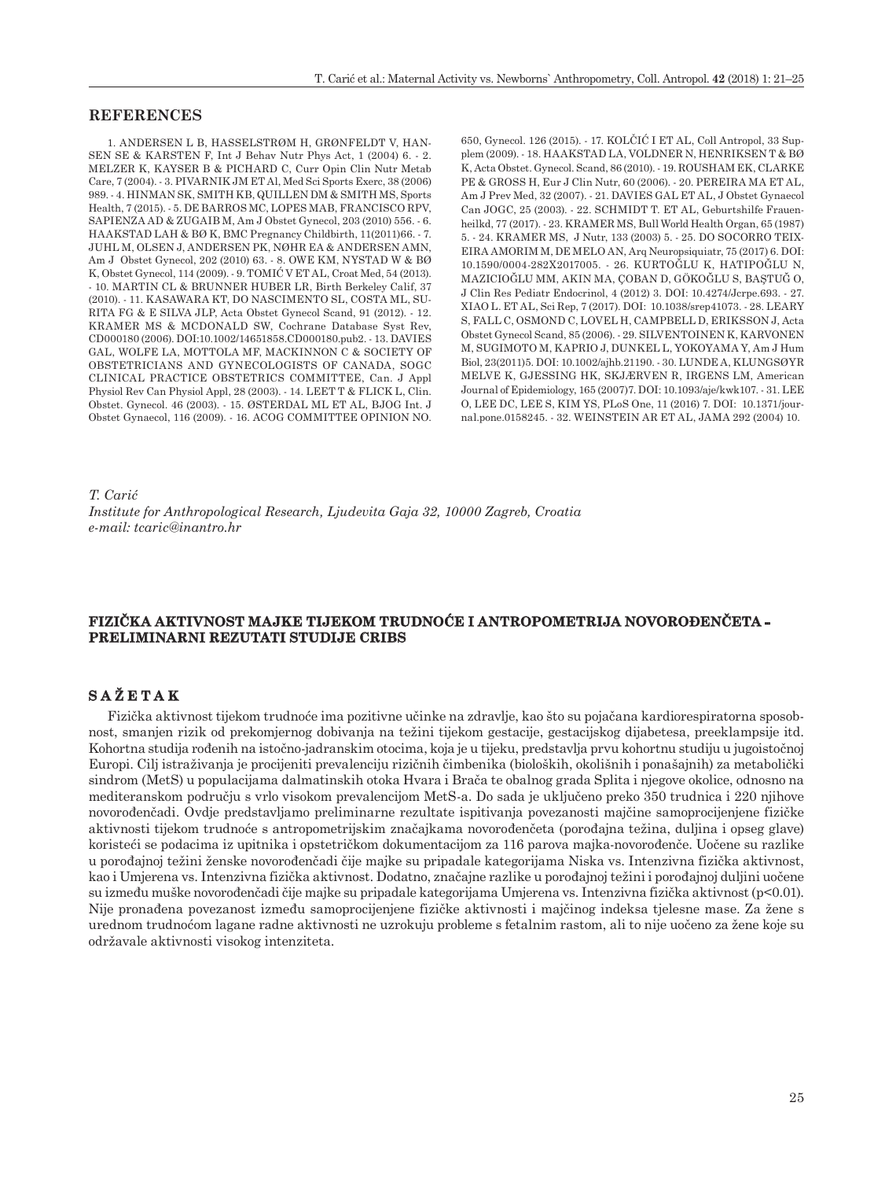## REFERENCES

1. ANDERSEN L B, HASSELSTRØM H, GRØNFELDT V, HANSEN SE & KARSTEN F, Int J Behav Nutr Phys Act, 1 (2004) 6. - 2. MELZER K, KAYSER B & PICHARD C, Curr Opin Clin Nutr Metab Care, 7 (2004). - 3. PIVARNIK JM ET Al, Med Sci Sports Exerc, 38 (2006) 989. - 4. HINMAN SK, SMITH KB, QUILLEN DM & SMITH MS, Sports Health, 7 (2015). - 5. DE BARROS MC, LOPES MAB, FRANCISCO RPV, SAPIENZA AD & ZUGAIB M, Am J Obstet Gynecol, 203 (2010) 556. - 6. HAAKSTAD LAH & BØ K, BMC Pregnancy Childbirth, 11(2011)66. - 7. JUHL M, OLSEN J, ANDERSEN PK, NØHR EA & ANDERSEN AMN, Am J Obstet Gynecol, 202 (2010) 63. - 8. OWE KM, NYSTAD W & BØ K, Obstet Gynecol, 114 (2009). - 9. TOMIĆ V ET AL, Croat Med, 54 (2013). - 10. MARTIN CL & BRUNNER HUBER LR, Birth Berkeley Calif, 37 (2010). - 11. KASAWARA KT, DO NASCIMENTO SL, COSTA ML, SURITA FG & E SILVA JLP, Acta Obstet Gynecol Scand, 91 (2012). - 12. KRAMER MS & MCDONALD SW, Cochrane Database Syst Rev, CD000180 (2006). DOI:10.1002/14651858.CD000180.pub2. - 13. DAVIES GAL, WOLFE LA, MOTTOLA MF, MACKINNON C & SOCIETY OF OBSTETRICIANS AND GYNECOLOGISTS OF CANADA, SOGC CLINICAL PRACTICE OBSTETRICS COMMITTEE, Can. J Appl Physiol Rev Can Physiol Appl, 28 (2003). - 14. LEET T & FLICK L, Clin. Obstet. Gynecol. 46 (2003). - 15. ØSTERDAL ML ET AL, BJOG Int. J Obstet Gynaecol, 116 (2009). - 16. ACOG COMMITTEE OPINION NO. 650, Gynecol. 126 (2015). - 17. KOLČIĆ I ET AL, Coll Antropol, 33 Supplem (2009). - 18. HAAKSTAD LA, VOLDNER N, HENRIKSEN T & BØ K, Acta Obstet. Gynecol. Scand, 86 (2010). - 19. ROUSHAM EK, CLARKE PE & GROSS H, Eur J Clin Nutr, 60 (2006). - 20. PEREIRA MA ET AL, Am J Prev Med, 32 (2007). - 21. DAVIES GAL ET AL, J Obstet Gynaecol Can JOGC, 25 (2003). - 22. SCHMIDT T. ET AL, Geburtshilfe Frauenheilkd, 77 (2017). - 23. KRAMER MS, Bull World Health Organ, 65 (1987) 5. - 24. KRAMER MS, J Nutr, 133 (2003) 5. - 25. DO SOCORRO TEIXEIRA AMORIM M, DE MELO AN, Arq Neuropsiquiatr, 75 (2017) 6. DOI: 10.1590/0004-282X2017005. - 26. KURTOĞLU K, HATIPOĞLU N, MAZICIOĞLU MM, AKIN MA, ÇOBAN D, GÖKOĞLU S, BAŞTUĞ O, J Clin Res Pediatr Endocrinol, 4 (2012) 3. DOI: 10.4274/Jcrpe.693. - 27. XIAO L. ET AL, Sci Rep, 7 (2017). DOI: 10.1038/srep41073. - 28. LEARY S, FALL C, OSMOND C, LOVEL H, CAMPBELL D, ERIKSSON J, Acta Obstet Gynecol Scand, 85 (2006). - 29. SILVENTOINEN K, KARVONEN M, SUGIMOTO M, KAPRIO J, DUNKEL L, YOKOYAMA Y, Am J Hum Biol, 23(2011)5. DOI: 10.1002/ajhb.21190. - 30. LUNDE A, KLUNGSØYR MELVE K, GJESSING HK, SKJÆRVEN R, IRGENS LM, American Journal of Epidemiology, 165 (2007)7. DOI: 10.1093/aje/kwk107. - 31. LEE O, LEE DC, LEE S, KIM YS, PLoS One, 11 (2016) 7. DOI: 10.1371/journal.pone.0158245. - 32. WEINSTEIN AR ET AL, JAMA 292 (2004) 10.

*T. Carić*
*Institute for Anthropological Research, Ljudevita Gaja 32, 10000 Zagreb, Croatia*
*e-mail: tcaric@inantro.hr*

## FIZIČKA AKTIVNOST MAJKE TIJEKOM TRUDNOĆE I ANTROPOMETRIJA NOVOROĐENČETA – PRELIMINARNI REZUTATI STUDIJE CRIBS

## SAŽETAK

Fizička aktivnost tijekom trudnoće ima pozitivne učinke na zdravlje, kao što su pojačana kardiorespiratorna sposobnost, smanjen rizik od prekomjernog dobivanja na težini tijekom gestacije, gestacijskog dijabetesa, preeklampsije itd. Kohortna studija rođenih na istočno-jadranskim otocima, koja je u tijeku, predstavlja prvu kohortnu studiju u jugoistočnoj Europi. Cilj istraživanja je procijeniti prevalenciju rizičnih čimbenika (bioloških, okolišnih i ponašajnih) za metabolički sindrom (MetS) u populacijama dalmatinskih otoka Hvara i Brača te obalnog grada Splita i njegove okolice, odnosno na mediteranskom području s vrlo visokom prevalencijom MetS-a. Do sada je uključeno preko 350 trudnica i 220 njihove novorođenčadi. Ovdje predstavljamo preliminarne rezultate ispitivanja povezanosti majčine samoprocijenjene fizičke aktivnosti tijekom trudnoće s antropometrijskim značajkama novorođenčeta (porođajna težina, duljina i opseg glave) koristeći se podacima iz upitnika i opstetričkom dokumentacijom za 116 parova majka-novorođenče. Uočene su razlike u porođajnoj težini ženske novorođenčadi čije majke su pripadale kategorijama Niska vs. Intenzivna fizička aktivnost, kao i Umjerena vs. Intenzivna fizička aktivnost. Dodatno, značajne razlike u porođajnoj težini i porođajnoj duljini uočene su između muške novorođenčadi čije majke su pripadale kategorijama Umjerena vs. Intenzivna fizička aktivnost ($p<0.01$). Nije pronađena povezanost između samoprocijenjene fizičke aktivnosti i majčinog indeksa tjelesne mase. Za žene s urednom trudnoćom lagane radne aktivnosti ne uzrokuju probleme s fetalnim rastom, ali to nije uočeno za žene koje su održavale aktivnosti visokog intenziteta.